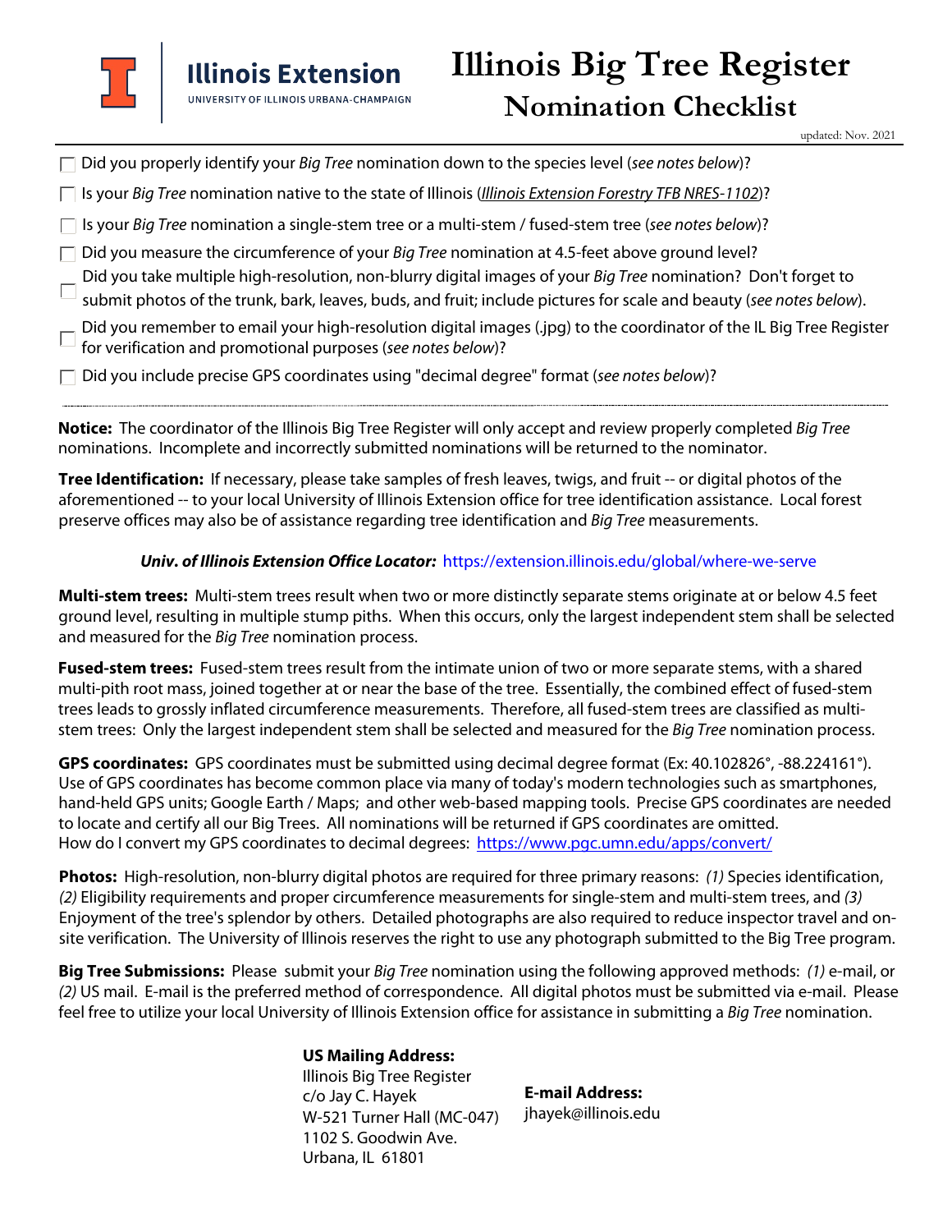Illinois Extension
UNIVERSITY OF ILLINOIS URBANA-CHAMPAIGN

# Illinois Big Tree Register
## Nomination Checklist

updated: Nov. 2021

- [ ] Did you properly identify your *Big Tree* nomination down to the species level (*see notes below*)?
- [ ] Is your *Big Tree* nomination native to the state of Illinois (*Illinois Extension Forestry TFB NRES-1102*)?
- [ ] Is your *Big Tree* nomination a single-stem tree or a multi-stem / fused-stem tree (*see notes below*)?
- [ ] Did you measure the circumference of your *Big Tree* nomination at 4.5-feet above ground level?
- [ ] Did you take multiple high-resolution, non-blurry digital images of your *Big Tree* nomination? Don't forget to submit photos of the trunk, bark, leaves, buds, and fruit; include pictures for scale and beauty (*see notes below*).
- [ ] Did you remember to email your high-resolution digital images (.jpg) to the coordinator of the IL Big Tree Register for verification and promotional purposes (*see notes below*)?
- [ ] Did you include precise GPS coordinates using "decimal degree" format (*see notes below*)?

---

**Notice:** The coordinator of the Illinois Big Tree Register will only accept and review properly completed *Big Tree* nominations. Incomplete and incorrectly submitted nominations will be returned to the nominator.

**Tree Identification:** If necessary, please take samples of fresh leaves, twigs, and fruit -- or digital photos of the aforementioned -- to your local University of Illinois Extension office for tree identification assistance. Local forest preserve offices may also be of assistance regarding tree identification and *Big Tree* measurements.

***Univ. of Illinois Extension Office Locator:*** https://extension.illinois.edu/global/where-we-serve

**Multi-stem trees:** Multi-stem trees result when two or more distinctly separate stems originate at or below 4.5 feet ground level, resulting in multiple stump piths. When this occurs, only the largest independent stem shall be selected and measured for the *Big Tree* nomination process.

**Fused-stem trees:** Fused-stem trees result from the intimate union of two or more separate stems, with a shared multi-pith root mass, joined together at or near the base of the tree. Essentially, the combined effect of fused-stem trees leads to grossly inflated circumference measurements. Therefore, all fused-stem trees are classified as multi-stem trees: Only the largest independent stem shall be selected and measured for the *Big Tree* nomination process.

**GPS coordinates:** GPS coordinates must be submitted using decimal degree format (Ex: 40.102826°, -88.224161°). Use of GPS coordinates has become common place via many of today's modern technologies such as smartphones, hand-held GPS units; Google Earth / Maps; and other web-based mapping tools. Precise GPS coordinates are needed to locate and certify all our Big Trees. All nominations will be returned if GPS coordinates are omitted.
How do I convert my GPS coordinates to decimal degrees: https://www.pgc.umn.edu/apps/convert/

**Photos:** High-resolution, non-blurry digital photos are required for three primary reasons: *(1)* Species identification, *(2)* Eligibility requirements and proper circumference measurements for single-stem and multi-stem trees, and *(3)* Enjoyment of the tree's splendor by others. Detailed photographs are also required to reduce inspector travel and on-site verification. The University of Illinois reserves the right to use any photograph submitted to the Big Tree program.

**Big Tree Submissions:** Please submit your *Big Tree* nomination using the following approved methods: *(1)* e-mail, or *(2)* US mail. E-mail is the preferred method of correspondence. All digital photos must be submitted via e-mail. Please feel free to utilize your local University of Illinois Extension office for assistance in submitting a *Big Tree* nomination.

**US Mailing Address:**
Illinois Big Tree Register
c/o Jay C. Hayek
W-521 Turner Hall (MC-047)
1102 S. Goodwin Ave.
Urbana, IL 61801

**E-mail Address:**
jhayek@illinois.edu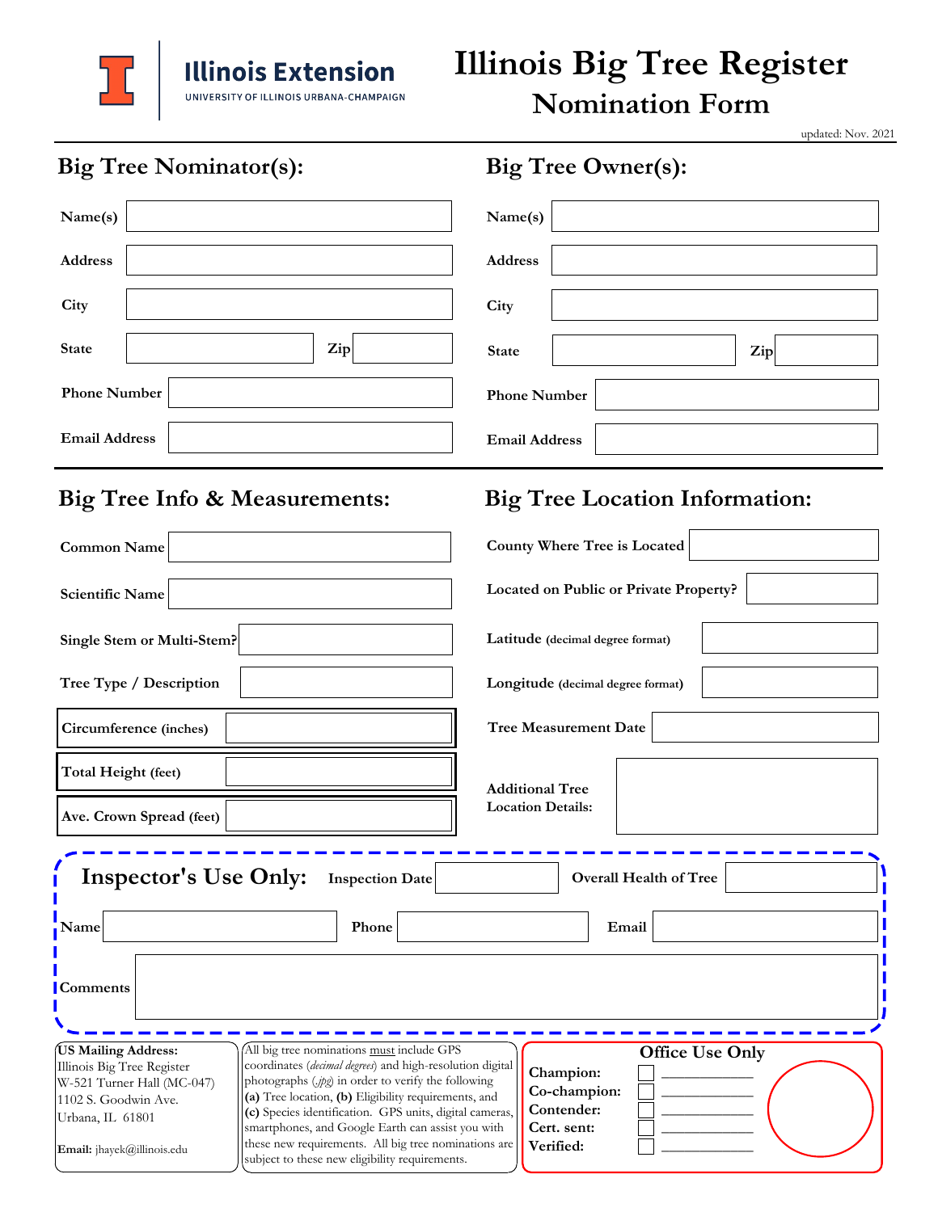Illinois Extension
UNIVERSITY OF ILLINOIS URBANA-CHAMPAIGN

# Illinois Big Tree Register

## Nomination Form

updated: Nov. 2021

## Big Tree Nominator(s):

| | |
|---|---|
| Name(s) | |
| Address | |
| City | |
| State | Zip |
| Phone Number | |
| Email Address | |

## Big Tree Owner(s):

| | |
|---|---|
| Name(s) | |
| Address | |
| City | |
| State | Zip |
| Phone Number | |
| Email Address | |

## Big Tree Info & Measurements:

| | |
|---|---|
| Common Name | |
| Scientific Name | |
| Single Stem or Multi-Stem? | |
| Tree Type / Description | |
| Circumference (inches) | |
| Total Height (feet) | |
| Ave. Crown Spread (feet) | |

## Big Tree Location Information:

| | |
|---|---|
| County Where Tree is Located | |
| Located on Public or Private Property? | |
| Latitude (decimal degree format) | |
| Longitude (decimal degree format) | |
| Tree Measurement Date | |
| Additional Tree Location Details: | |

## Inspector's Use Only:

| | | | | | |
|---|---|---|---|---|---|
| Inspection Date | | Overall Health of Tree | | | |
| Name | | Phone | | Email | |
| Comments | | | | | |

**US Mailing Address:**
Illinois Big Tree Register
W-521 Turner Hall (MC-047)
1102 S. Goodwin Ave.
Urbana, IL 61801

**Email:** jhayek@illinois.edu

All big tree nominations must include GPS coordinates (*decimal degrees*) and high-resolution digital photographs (*.jpg*) in order to verify the following **(a)** Tree location, **(b)** Eligibility requirements, and **(c)** Species identification. GPS units, digital cameras, smartphones, and Google Earth can assist you with these new requirements. All big tree nominations are subject to these new eligibility requirements.

**Office Use Only**

| | | |
|---|---|---|
| **Champion:** | ☐ | ____________ |
| **Co-champion:** | ☐ | ____________ |
| **Contender:** | ☐ | ____________ |
| **Cert. sent:** | ☐ | ____________ |
| **Verified:** | ☐ | ____________ |